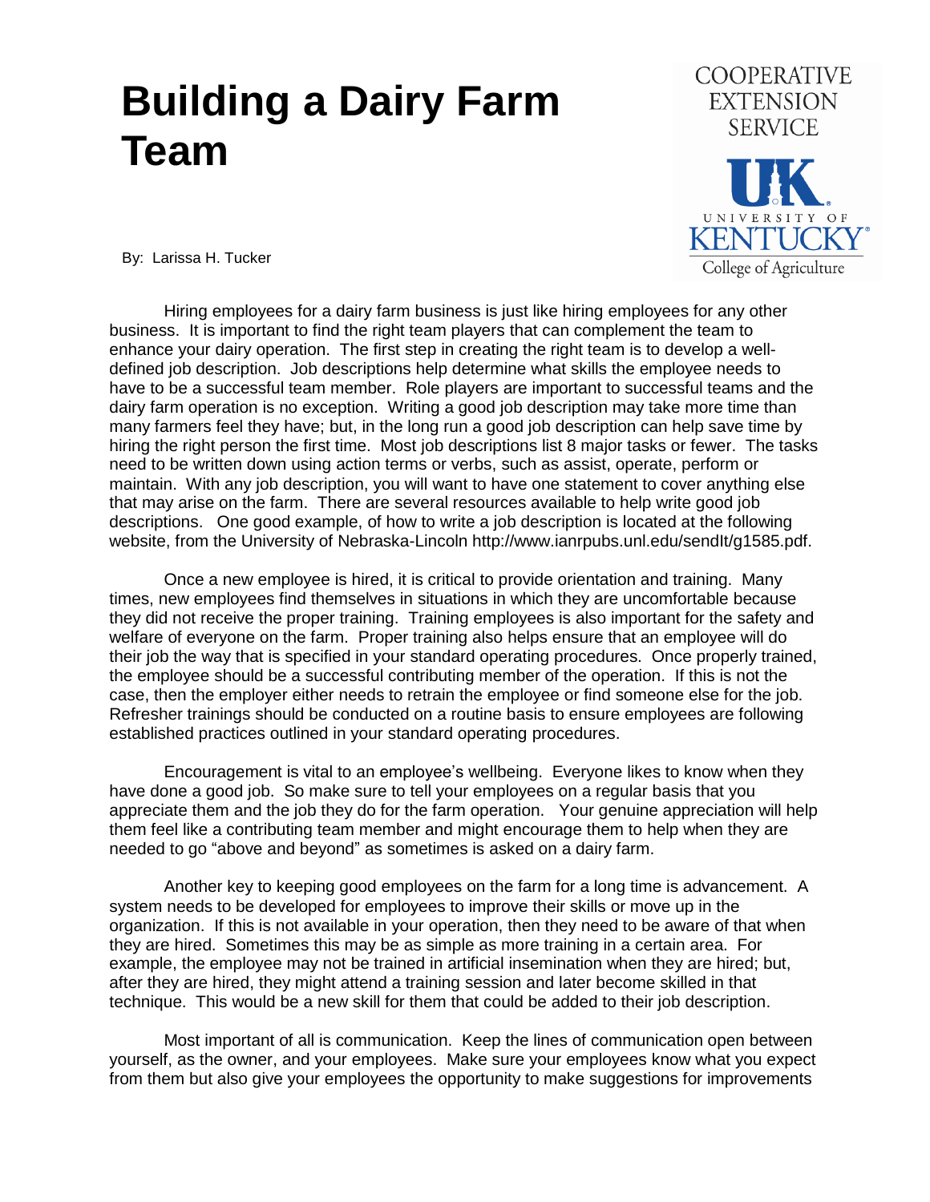# Building a Dairy Farm Team

COOPERATIVE EXTENSION SERVICE
UK UNIVERSITY OF KENTUCKY
College of Agriculture

By: Larissa H. Tucker

Hiring employees for a dairy farm business is just like hiring employees for any other business. It is important to find the right team players that can complement the team to enhance your dairy operation. The first step in creating the right team is to develop a well-defined job description. Job descriptions help determine what skills the employee needs to have to be a successful team member. Role players are important to successful teams and the dairy farm operation is no exception. Writing a good job description may take more time than many farmers feel they have; but, in the long run a good job description can help save time by hiring the right person the first time. Most job descriptions list 8 major tasks or fewer. The tasks need to be written down using action terms or verbs, such as assist, operate, perform or maintain. With any job description, you will want to have one statement to cover anything else that may arise on the farm. There are several resources available to help write good job descriptions. One good example, of how to write a job description is located at the following website, from the University of Nebraska-Lincoln http://www.ianrpubs.unl.edu/sendIt/g1585.pdf.

Once a new employee is hired, it is critical to provide orientation and training. Many times, new employees find themselves in situations in which they are uncomfortable because they did not receive the proper training. Training employees is also important for the safety and welfare of everyone on the farm. Proper training also helps ensure that an employee will do their job the way that is specified in your standard operating procedures. Once properly trained, the employee should be a successful contributing member of the operation. If this is not the case, then the employer either needs to retrain the employee or find someone else for the job. Refresher trainings should be conducted on a routine basis to ensure employees are following established practices outlined in your standard operating procedures.

Encouragement is vital to an employee's wellbeing. Everyone likes to know when they have done a good job. So make sure to tell your employees on a regular basis that you appreciate them and the job they do for the farm operation. Your genuine appreciation will help them feel like a contributing team member and might encourage them to help when they are needed to go "above and beyond" as sometimes is asked on a dairy farm.

Another key to keeping good employees on the farm for a long time is advancement. A system needs to be developed for employees to improve their skills or move up in the organization. If this is not available in your operation, then they need to be aware of that when they are hired. Sometimes this may be as simple as more training in a certain area. For example, the employee may not be trained in artificial insemination when they are hired; but, after they are hired, they might attend a training session and later become skilled in that technique. This would be a new skill for them that could be added to their job description.

Most important of all is communication. Keep the lines of communication open between yourself, as the owner, and your employees. Make sure your employees know what you expect from them but also give your employees the opportunity to make suggestions for improvements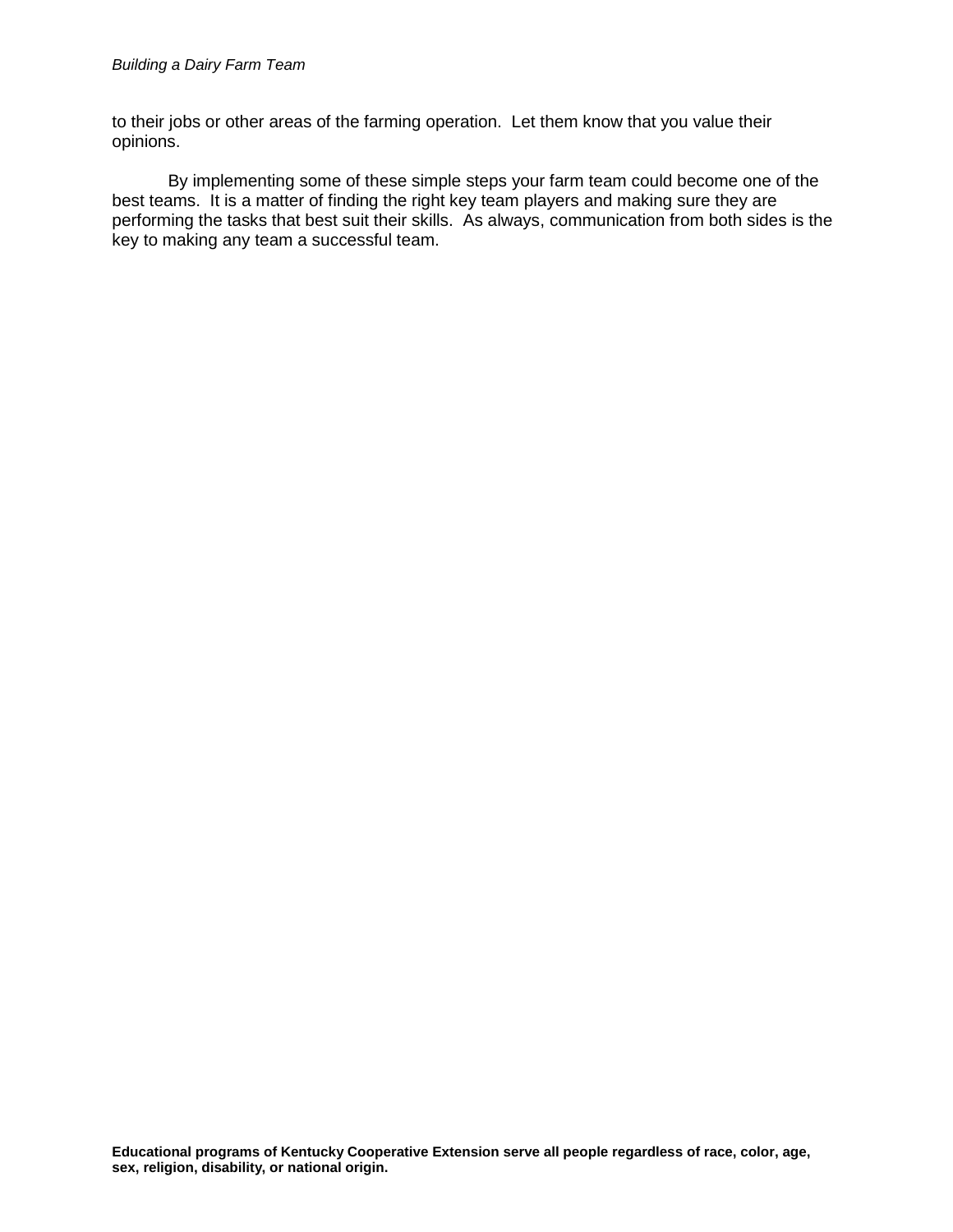to their jobs or other areas of the farming operation.  Let them know that you value their opinions.

By implementing some of these simple steps your farm team could become one of the best teams.  It is a matter of finding the right key team players and making sure they are performing the tasks that best suit their skills.  As always, communication from both sides is the key to making any team a successful team.

**Educational programs of Kentucky Cooperative Extension serve all people regardless of race, color, age, sex, religion, disability, or national origin.**